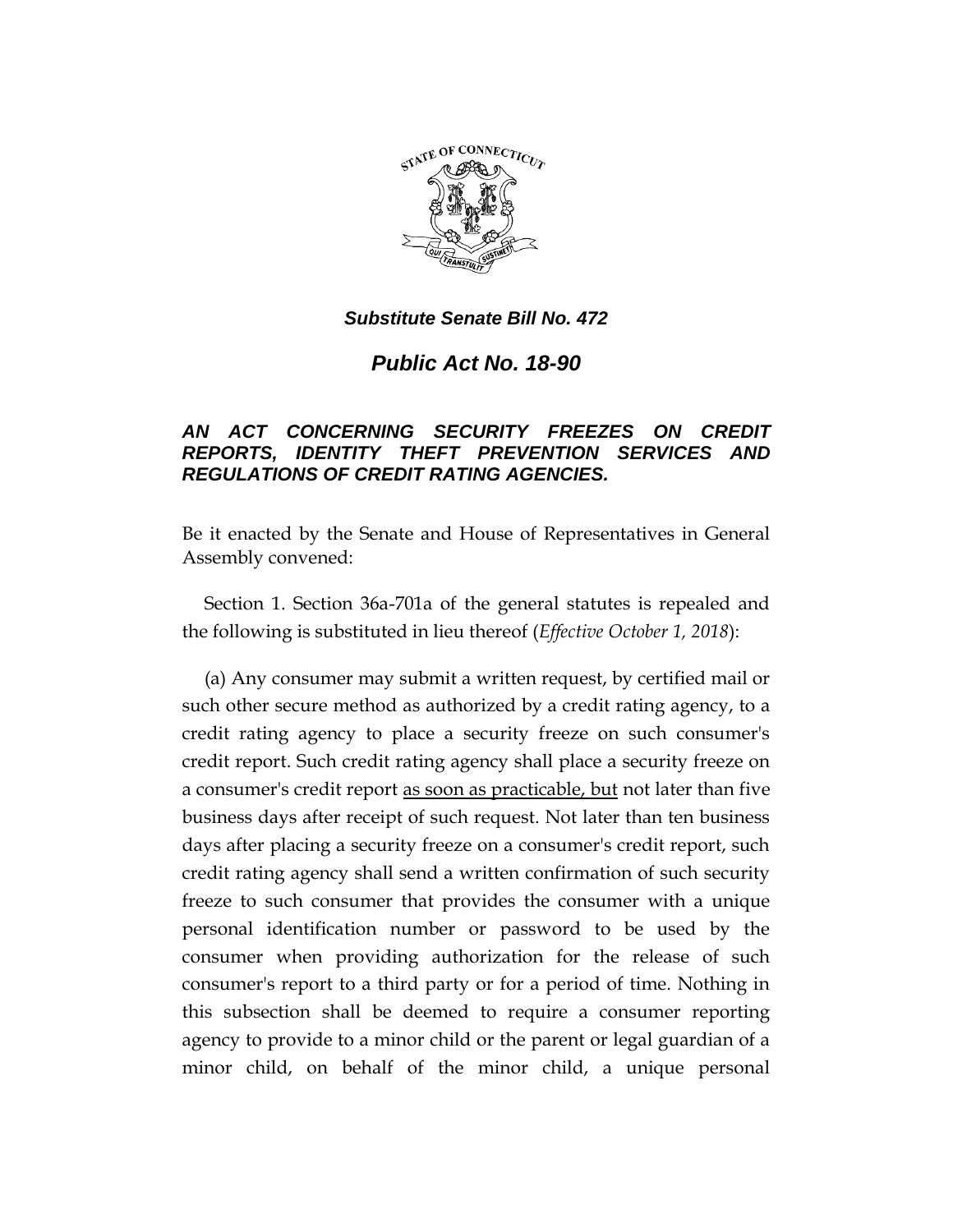*Substitute Senate Bill No. 472*

# *Public Act No. 18-90*

## *AN ACT CONCERNING SECURITY FREEZES ON CREDIT REPORTS, IDENTITY THEFT PREVENTION SERVICES AND REGULATIONS OF CREDIT RATING AGENCIES.*

Be it enacted by the Senate and House of Representatives in General Assembly convened:

Section 1. Section 36a-701a of the general statutes is repealed and the following is substituted in lieu thereof (*Effective October 1, 2018*):

(a) Any consumer may submit a written request, by certified mail or such other secure method as authorized by a credit rating agency, to a credit rating agency to place a security freeze on such consumer's credit report. Such credit rating agency shall place a security freeze on a consumer's credit report <u>as soon as practicable, but</u> not later than five business days after receipt of such request. Not later than ten business days after placing a security freeze on a consumer's credit report, such credit rating agency shall send a written confirmation of such security freeze to such consumer that provides the consumer with a unique personal identification number or password to be used by the consumer when providing authorization for the release of such consumer's report to a third party or for a period of time. Nothing in this subsection shall be deemed to require a consumer reporting agency to provide to a minor child or the parent or legal guardian of a minor child, on behalf of the minor child, a unique personal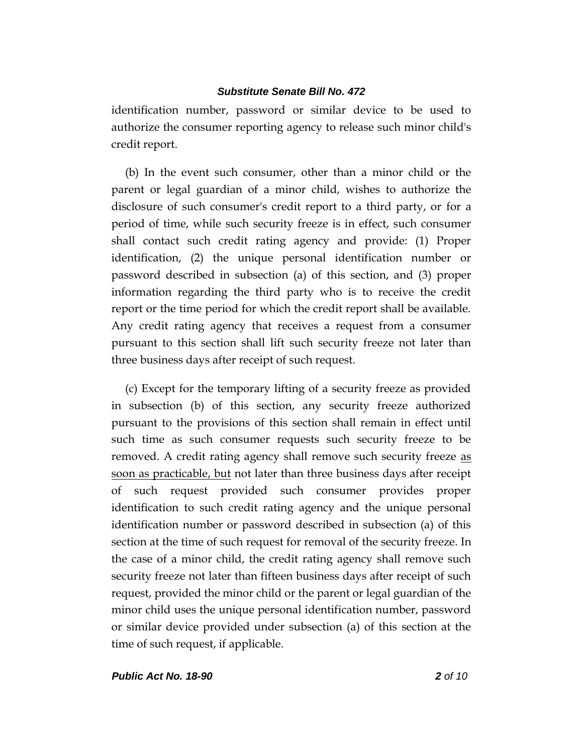identification number, password or similar device to be used to authorize the consumer reporting agency to release such minor child's credit report.

(b) In the event such consumer, other than a minor child or the parent or legal guardian of a minor child, wishes to authorize the disclosure of such consumer's credit report to a third party, or for a period of time, while such security freeze is in effect, such consumer shall contact such credit rating agency and provide: (1) Proper identification, (2) the unique personal identification number or password described in subsection (a) of this section, and (3) proper information regarding the third party who is to receive the credit report or the time period for which the credit report shall be available. Any credit rating agency that receives a request from a consumer pursuant to this section shall lift such security freeze not later than three business days after receipt of such request.

(c) Except for the temporary lifting of a security freeze as provided in subsection (b) of this section, any security freeze authorized pursuant to the provisions of this section shall remain in effect until such time as such consumer requests such security freeze to be removed. A credit rating agency shall remove such security freeze <u>as soon as practicable, but</u> not later than three business days after receipt of such request provided such consumer provides proper identification to such credit rating agency and the unique personal identification number or password described in subsection (a) of this section at the time of such request for removal of the security freeze. In the case of a minor child, the credit rating agency shall remove such security freeze not later than fifteen business days after receipt of such request, provided the minor child or the parent or legal guardian of the minor child uses the unique personal identification number, password or similar device provided under subsection (a) of this section at the time of such request, if applicable.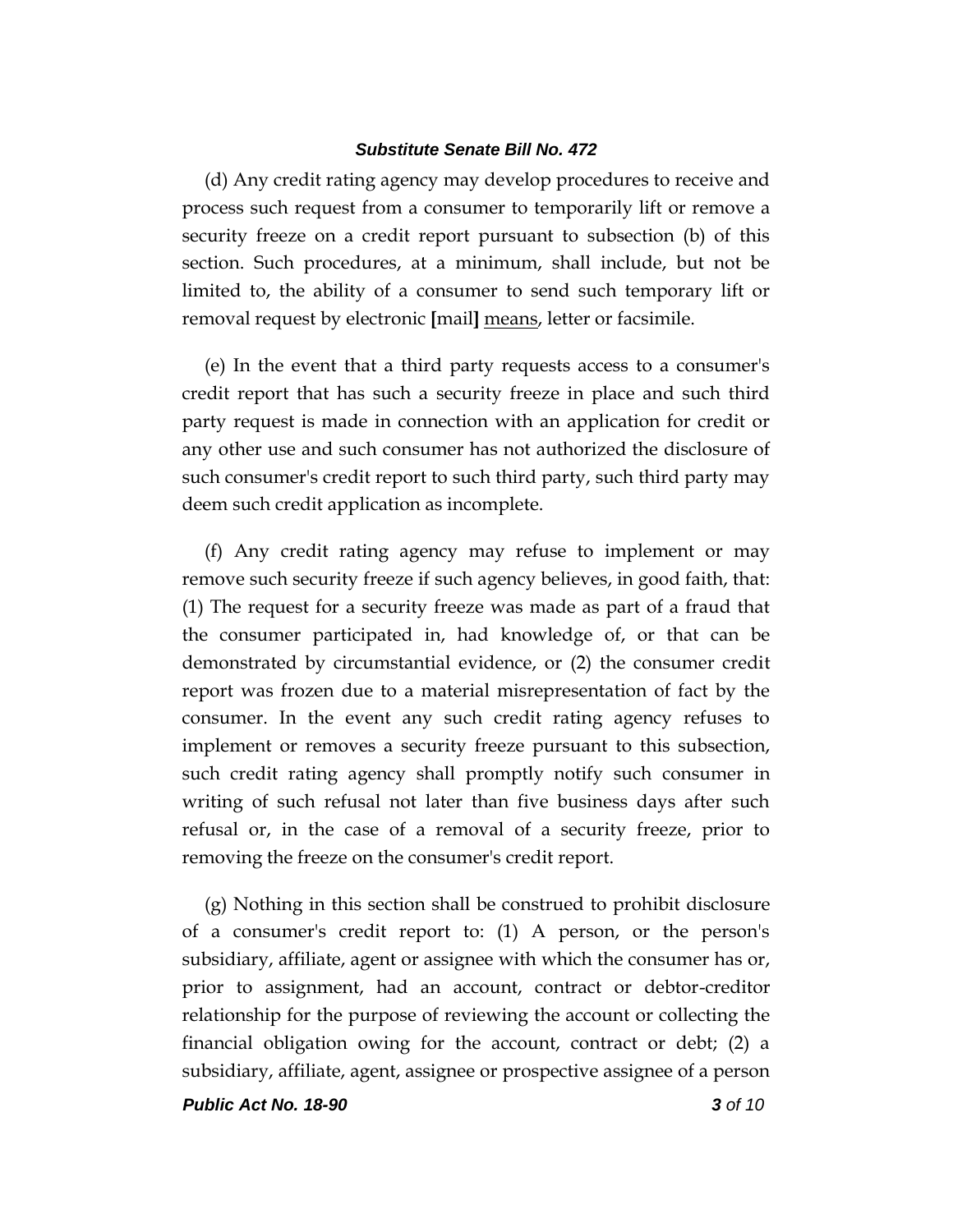(d) Any credit rating agency may develop procedures to receive and process such request from a consumer to temporarily lift or remove a security freeze on a credit report pursuant to subsection (b) of this section. Such procedures, at a minimum, shall include, but not be limited to, the ability of a consumer to send such temporary lift or removal request by electronic **[**mail**]** <u>means</u>, letter or facsimile.

(e) In the event that a third party requests access to a consumer's credit report that has such a security freeze in place and such third party request is made in connection with an application for credit or any other use and such consumer has not authorized the disclosure of such consumer's credit report to such third party, such third party may deem such credit application as incomplete.

(f) Any credit rating agency may refuse to implement or may remove such security freeze if such agency believes, in good faith, that: (1) The request for a security freeze was made as part of a fraud that the consumer participated in, had knowledge of, or that can be demonstrated by circumstantial evidence, or (2) the consumer credit report was frozen due to a material misrepresentation of fact by the consumer. In the event any such credit rating agency refuses to implement or removes a security freeze pursuant to this subsection, such credit rating agency shall promptly notify such consumer in writing of such refusal not later than five business days after such refusal or, in the case of a removal of a security freeze, prior to removing the freeze on the consumer's credit report.

(g) Nothing in this section shall be construed to prohibit disclosure of a consumer's credit report to: (1) A person, or the person's subsidiary, affiliate, agent or assignee with which the consumer has or, prior to assignment, had an account, contract or debtor-creditor relationship for the purpose of reviewing the account or collecting the financial obligation owing for the account, contract or debt; (2) a subsidiary, affiliate, agent, assignee or prospective assignee of a person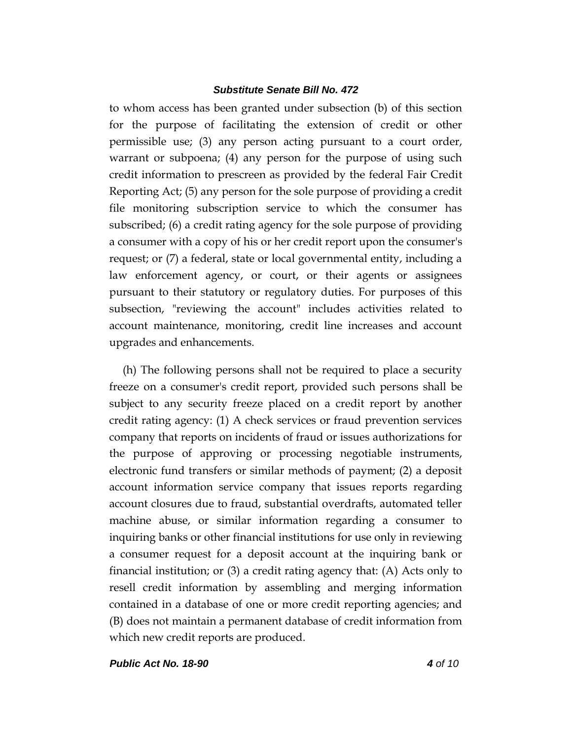to whom access has been granted under subsection (b) of this section for the purpose of facilitating the extension of credit or other permissible use; (3) any person acting pursuant to a court order, warrant or subpoena; (4) any person for the purpose of using such credit information to prescreen as provided by the federal Fair Credit Reporting Act; (5) any person for the sole purpose of providing a credit file monitoring subscription service to which the consumer has subscribed; (6) a credit rating agency for the sole purpose of providing a consumer with a copy of his or her credit report upon the consumer's request; or (7) a federal, state or local governmental entity, including a law enforcement agency, or court, or their agents or assignees pursuant to their statutory or regulatory duties. For purposes of this subsection, "reviewing the account" includes activities related to account maintenance, monitoring, credit line increases and account upgrades and enhancements.

(h) The following persons shall not be required to place a security freeze on a consumer's credit report, provided such persons shall be subject to any security freeze placed on a credit report by another credit rating agency: (1) A check services or fraud prevention services company that reports on incidents of fraud or issues authorizations for the purpose of approving or processing negotiable instruments, electronic fund transfers or similar methods of payment; (2) a deposit account information service company that issues reports regarding account closures due to fraud, substantial overdrafts, automated teller machine abuse, or similar information regarding a consumer to inquiring banks or other financial institutions for use only in reviewing a consumer request for a deposit account at the inquiring bank or financial institution; or (3) a credit rating agency that: (A) Acts only to resell credit information by assembling and merging information contained in a database of one or more credit reporting agencies; and (B) does not maintain a permanent database of credit information from which new credit reports are produced.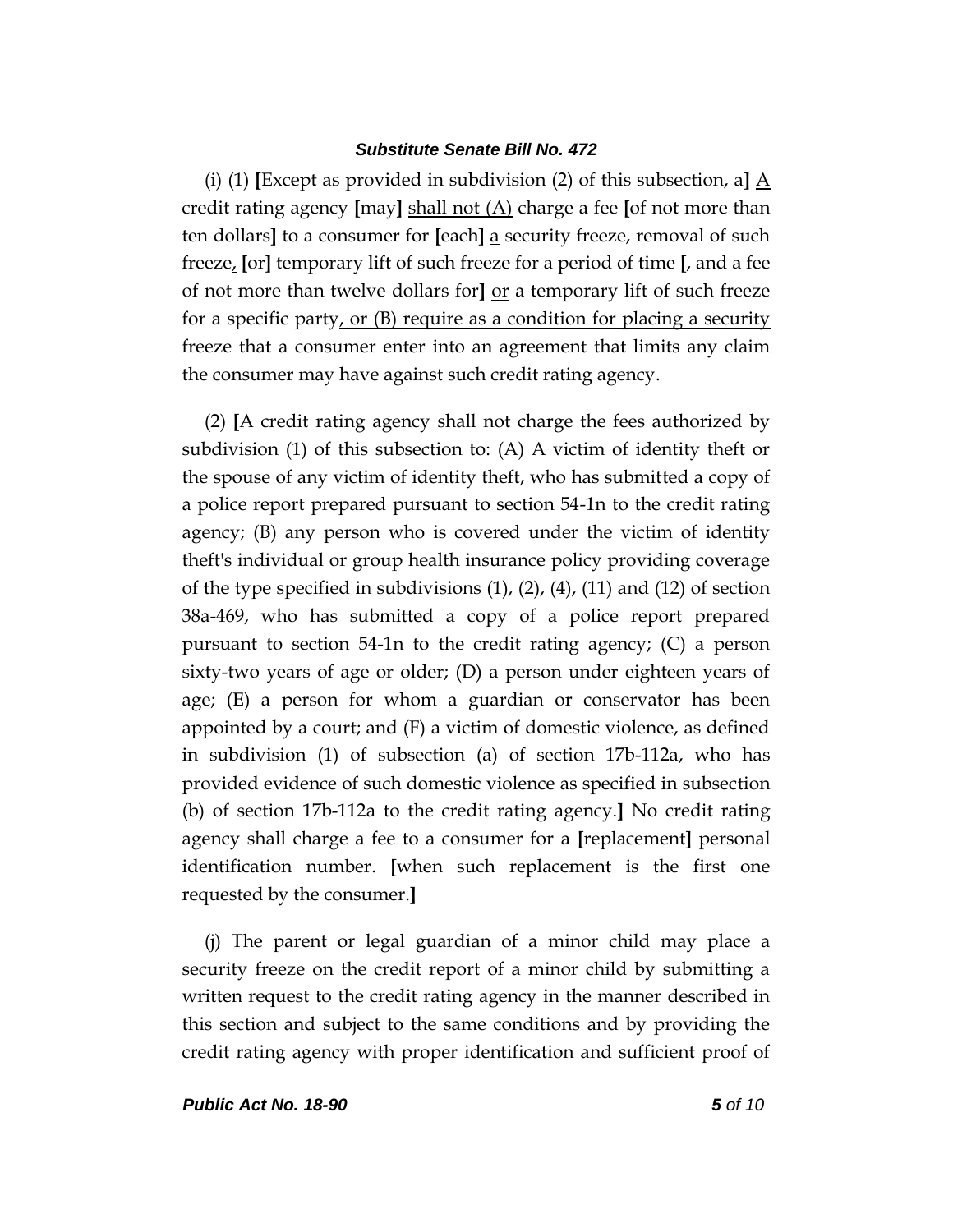(i) (1) [Except as provided in subdivision (2) of this subsection, a] A credit rating agency [may] shall not (A) charge a fee [of not more than ten dollars] to a consumer for [each] a security freeze, removal of such freeze, [or] temporary lift of such freeze for a period of time [, and a fee of not more than twelve dollars for] or a temporary lift of such freeze for a specific party, or (B) require as a condition for placing a security freeze that a consumer enter into an agreement that limits any claim the consumer may have against such credit rating agency.

(2) [A credit rating agency shall not charge the fees authorized by subdivision (1) of this subsection to: (A) A victim of identity theft or the spouse of any victim of identity theft, who has submitted a copy of a police report prepared pursuant to section 54-1n to the credit rating agency; (B) any person who is covered under the victim of identity theft's individual or group health insurance policy providing coverage of the type specified in subdivisions (1), (2), (4), (11) and (12) of section 38a-469, who has submitted a copy of a police report prepared pursuant to section 54-1n to the credit rating agency; (C) a person sixty-two years of age or older; (D) a person under eighteen years of age; (E) a person for whom a guardian or conservator has been appointed by a court; and (F) a victim of domestic violence, as defined in subdivision (1) of subsection (a) of section 17b-112a, who has provided evidence of such domestic violence as specified in subsection (b) of section 17b-112a to the credit rating agency.] No credit rating agency shall charge a fee to a consumer for a [replacement] personal identification number. [when such replacement is the first one requested by the consumer.]

(j) The parent or legal guardian of a minor child may place a security freeze on the credit report of a minor child by submitting a written request to the credit rating agency in the manner described in this section and subject to the same conditions and by providing the credit rating agency with proper identification and sufficient proof of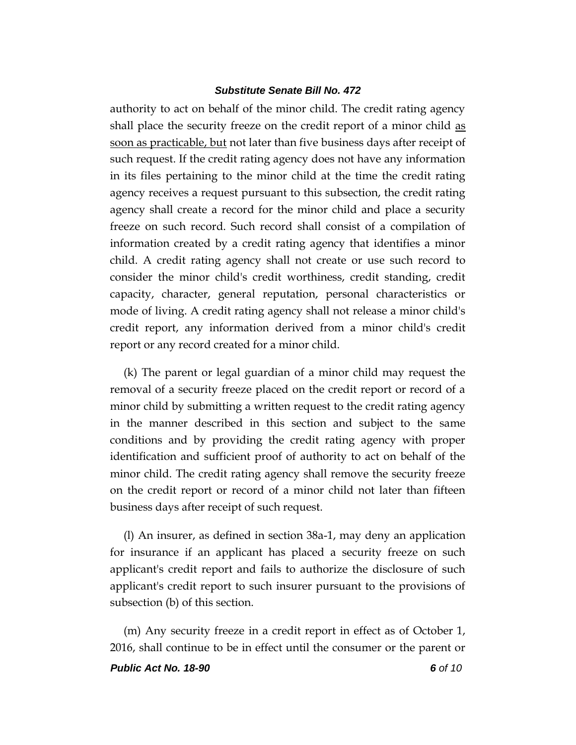authority to act on behalf of the minor child. The credit rating agency shall place the security freeze on the credit report of a minor child <u>as soon as practicable, but</u> not later than five business days after receipt of such request. If the credit rating agency does not have any information in its files pertaining to the minor child at the time the credit rating agency receives a request pursuant to this subsection, the credit rating agency shall create a record for the minor child and place a security freeze on such record. Such record shall consist of a compilation of information created by a credit rating agency that identifies a minor child. A credit rating agency shall not create or use such record to consider the minor child's credit worthiness, credit standing, credit capacity, character, general reputation, personal characteristics or mode of living. A credit rating agency shall not release a minor child's credit report, any information derived from a minor child's credit report or any record created for a minor child.

(k) The parent or legal guardian of a minor child may request the removal of a security freeze placed on the credit report or record of a minor child by submitting a written request to the credit rating agency in the manner described in this section and subject to the same conditions and by providing the credit rating agency with proper identification and sufficient proof of authority to act on behalf of the minor child. The credit rating agency shall remove the security freeze on the credit report or record of a minor child not later than fifteen business days after receipt of such request.

(l) An insurer, as defined in section 38a-1, may deny an application for insurance if an applicant has placed a security freeze on such applicant's credit report and fails to authorize the disclosure of such applicant's credit report to such insurer pursuant to the provisions of subsection (b) of this section.

(m) Any security freeze in a credit report in effect as of October 1, 2016, shall continue to be in effect until the consumer or the parent or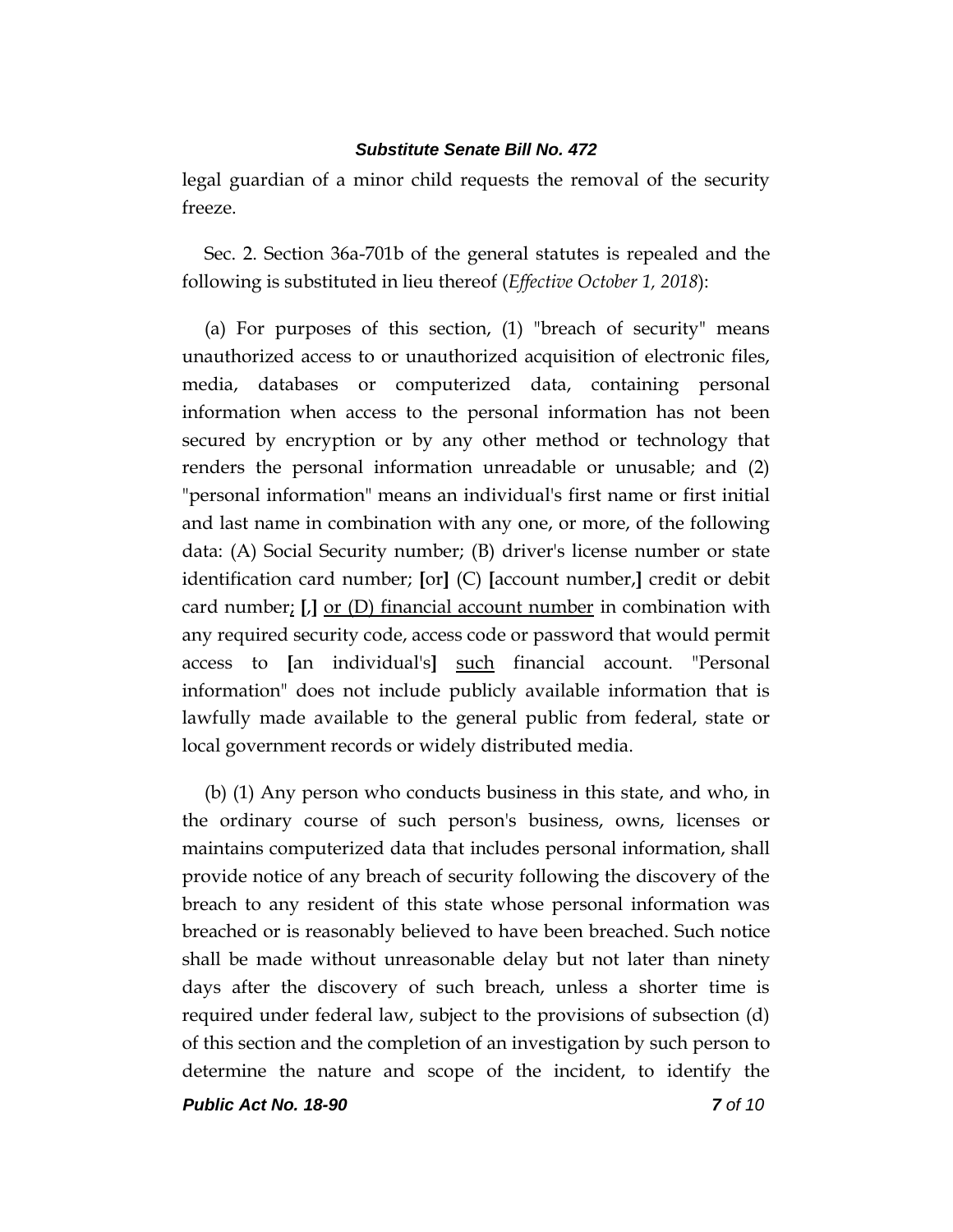legal guardian of a minor child requests the removal of the security freeze.

Sec. 2. Section 36a-701b of the general statutes is repealed and the following is substituted in lieu thereof (*Effective October 1, 2018*):

(a) For purposes of this section, (1) "breach of security" means unauthorized access to or unauthorized acquisition of electronic files, media, databases or computerized data, containing personal information when access to the personal information has not been secured by encryption or by any other method or technology that renders the personal information unreadable or unusable; and (2) "personal information" means an individual's first name or first initial and last name in combination with any one, or more, of the following data: (A) Social Security number; (B) driver's license number or state identification card number; **[**or**]** (C) **[**account number,**]** credit or debit card number; **[**,**]** or (D) financial account number in combination with any required security code, access code or password that would permit access to **[**an individual's**]** such financial account. "Personal information" does not include publicly available information that is lawfully made available to the general public from federal, state or local government records or widely distributed media.

(b) (1) Any person who conducts business in this state, and who, in the ordinary course of such person's business, owns, licenses or maintains computerized data that includes personal information, shall provide notice of any breach of security following the discovery of the breach to any resident of this state whose personal information was breached or is reasonably believed to have been breached. Such notice shall be made without unreasonable delay but not later than ninety days after the discovery of such breach, unless a shorter time is required under federal law, subject to the provisions of subsection (d) of this section and the completion of an investigation by such person to determine the nature and scope of the incident, to identify the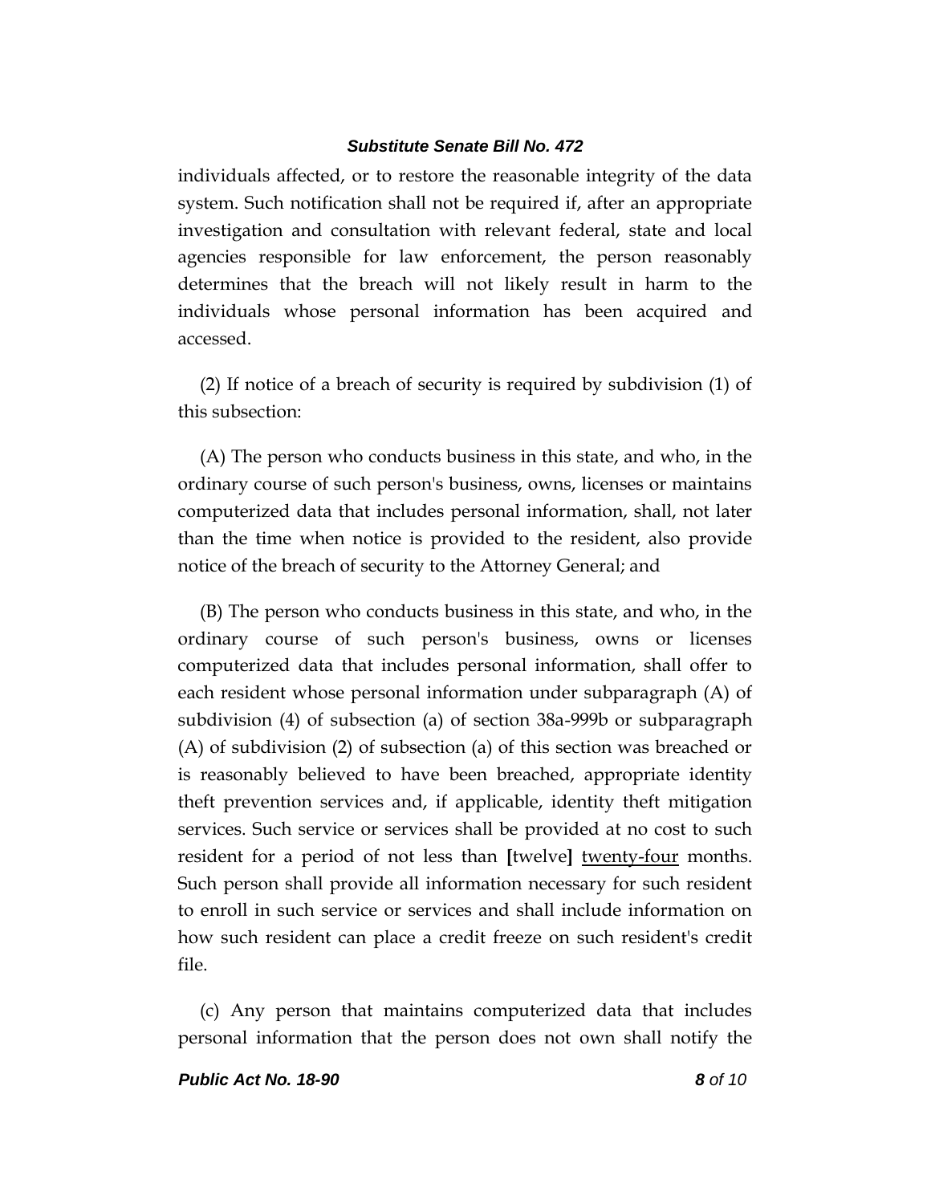individuals affected, or to restore the reasonable integrity of the data system. Such notification shall not be required if, after an appropriate investigation and consultation with relevant federal, state and local agencies responsible for law enforcement, the person reasonably determines that the breach will not likely result in harm to the individuals whose personal information has been acquired and accessed.

(2) If notice of a breach of security is required by subdivision (1) of this subsection:

(A) The person who conducts business in this state, and who, in the ordinary course of such person's business, owns, licenses or maintains computerized data that includes personal information, shall, not later than the time when notice is provided to the resident, also provide notice of the breach of security to the Attorney General; and

(B) The person who conducts business in this state, and who, in the ordinary course of such person's business, owns or licenses computerized data that includes personal information, shall offer to each resident whose personal information under subparagraph (A) of subdivision (4) of subsection (a) of section 38a-999b or subparagraph (A) of subdivision (2) of subsection (a) of this section was breached or is reasonably believed to have been breached, appropriate identity theft prevention services and, if applicable, identity theft mitigation services. Such service or services shall be provided at no cost to such resident for a period of not less than **[**twelve**]** <u>twenty-four</u> months. Such person shall provide all information necessary for such resident to enroll in such service or services and shall include information on how such resident can place a credit freeze on such resident's credit file.

(c) Any person that maintains computerized data that includes personal information that the person does not own shall notify the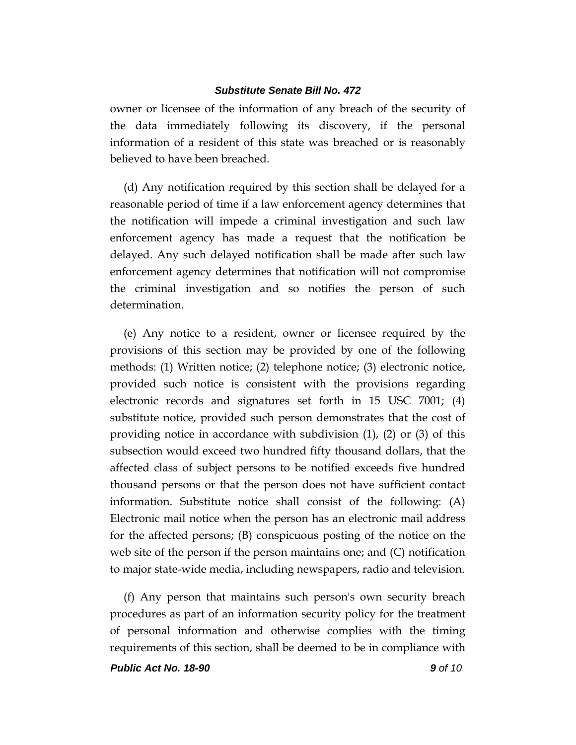owner or licensee of the information of any breach of the security of the data immediately following its discovery, if the personal information of a resident of this state was breached or is reasonably believed to have been breached.

(d) Any notification required by this section shall be delayed for a reasonable period of time if a law enforcement agency determines that the notification will impede a criminal investigation and such law enforcement agency has made a request that the notification be delayed. Any such delayed notification shall be made after such law enforcement agency determines that notification will not compromise the criminal investigation and so notifies the person of such determination.

(e) Any notice to a resident, owner or licensee required by the provisions of this section may be provided by one of the following methods: (1) Written notice; (2) telephone notice; (3) electronic notice, provided such notice is consistent with the provisions regarding electronic records and signatures set forth in 15 USC 7001; (4) substitute notice, provided such person demonstrates that the cost of providing notice in accordance with subdivision (1), (2) or (3) of this subsection would exceed two hundred fifty thousand dollars, that the affected class of subject persons to be notified exceeds five hundred thousand persons or that the person does not have sufficient contact information. Substitute notice shall consist of the following: (A) Electronic mail notice when the person has an electronic mail address for the affected persons; (B) conspicuous posting of the notice on the web site of the person if the person maintains one; and (C) notification to major state-wide media, including newspapers, radio and television.

(f) Any person that maintains such person's own security breach procedures as part of an information security policy for the treatment of personal information and otherwise complies with the timing requirements of this section, shall be deemed to be in compliance with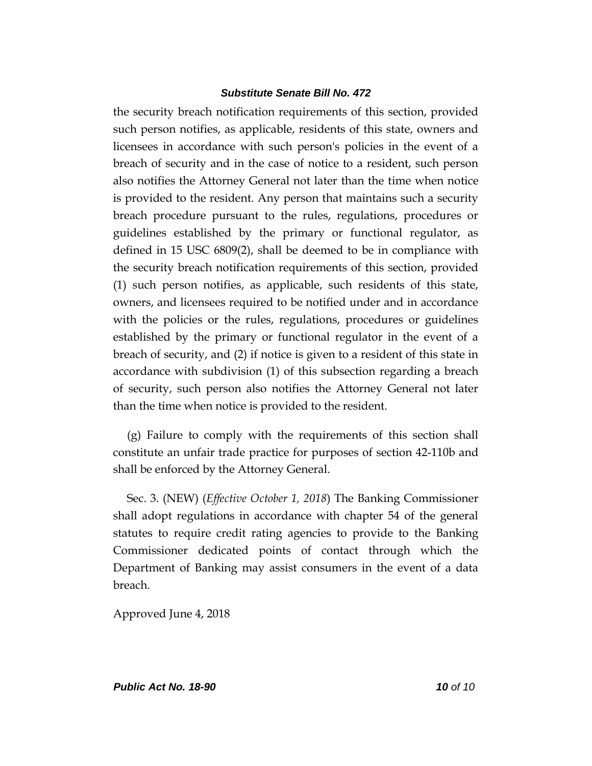the security breach notification requirements of this section, provided such person notifies, as applicable, residents of this state, owners and licensees in accordance with such person's policies in the event of a breach of security and in the case of notice to a resident, such person also notifies the Attorney General not later than the time when notice is provided to the resident. Any person that maintains such a security breach procedure pursuant to the rules, regulations, procedures or guidelines established by the primary or functional regulator, as defined in 15 USC 6809(2), shall be deemed to be in compliance with the security breach notification requirements of this section, provided (1) such person notifies, as applicable, such residents of this state, owners, and licensees required to be notified under and in accordance with the policies or the rules, regulations, procedures or guidelines established by the primary or functional regulator in the event of a breach of security, and (2) if notice is given to a resident of this state in accordance with subdivision (1) of this subsection regarding a breach of security, such person also notifies the Attorney General not later than the time when notice is provided to the resident.

(g) Failure to comply with the requirements of this section shall constitute an unfair trade practice for purposes of section 42-110b and shall be enforced by the Attorney General.

Sec. 3. (NEW) (*Effective October 1, 2018*) The Banking Commissioner shall adopt regulations in accordance with chapter 54 of the general statutes to require credit rating agencies to provide to the Banking Commissioner dedicated points of contact through which the Department of Banking may assist consumers in the event of a data breach.

Approved June 4, 2018